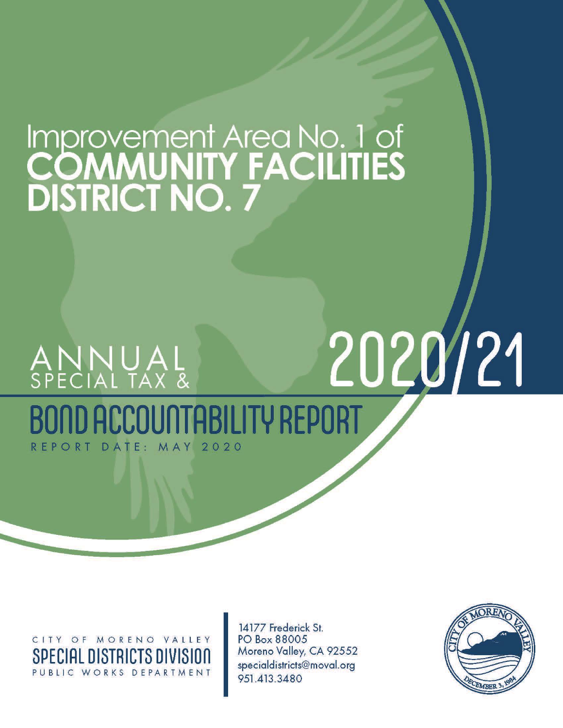# Improvement Area No. 1 of COMMUNITY FACILITIES DISTRICT NO. 7

## ANNUAL SPECIAL TAX & BOND ACCOUNTABILITY REPORT

# 2020/21

REPORT DATE: MAY 2020

CITY OF MORENO VALLEY
SPECIAL DISTRICTS DIVISION
PUBLIC WORKS DEPARTMENT

14177 Frederick St.
PO Box 88005
Moreno Valley, CA 92552
specialdistricts@moval.org
951.413.3480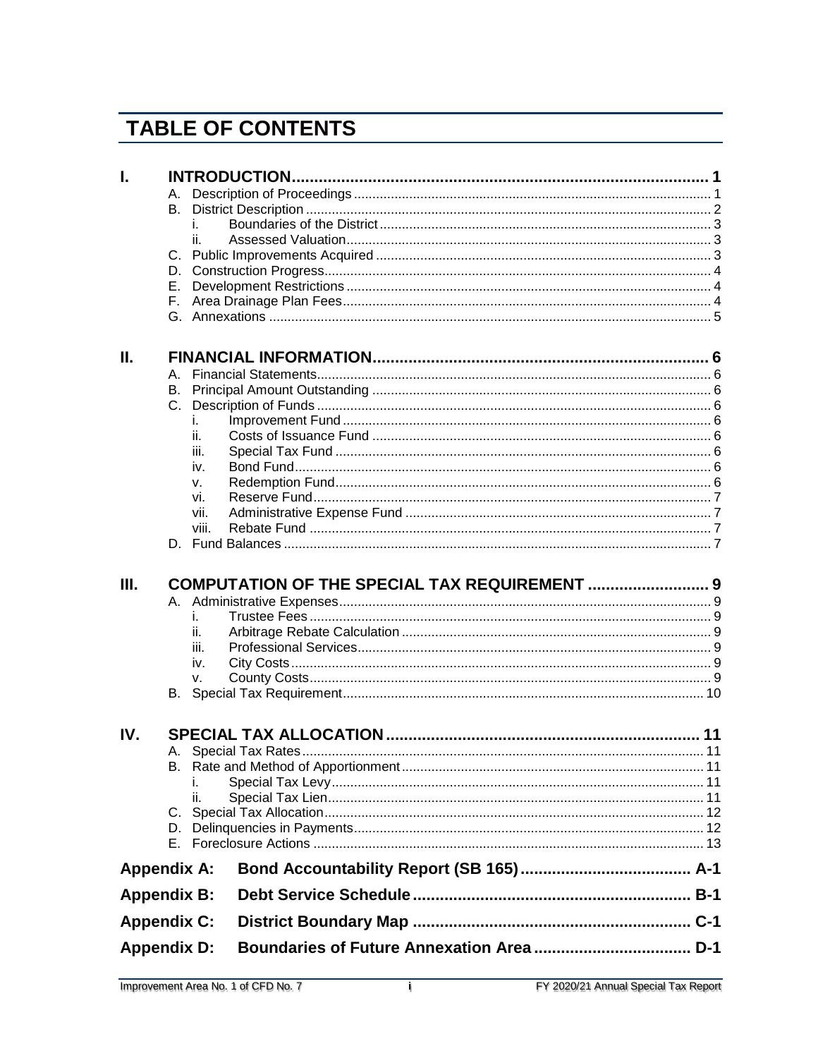# TABLE OF CONTENTS

**I. INTRODUCTION** ..... 1

- A. Description of Proceedings ..... 1
- B. District Description ..... 2
  - i. Boundaries of the District ..... 3
  - ii. Assessed Valuation ..... 3
- C. Public Improvements Acquired ..... 3
- D. Construction Progress ..... 4
- E. Development Restrictions ..... 4
- F. Area Drainage Plan Fees ..... 4
- G. Annexations ..... 5

**II. FINANCIAL INFORMATION** ..... 6

- A. Financial Statements ..... 6
- B. Principal Amount Outstanding ..... 6
- C. Description of Funds ..... 6
  - i. Improvement Fund ..... 6
  - ii. Costs of Issuance Fund ..... 6
  - iii. Special Tax Fund ..... 6
  - iv. Bond Fund ..... 6
  - v. Redemption Fund ..... 6
  - vi. Reserve Fund ..... 7
  - vii. Administrative Expense Fund ..... 7
  - viii. Rebate Fund ..... 7
- D. Fund Balances ..... 7

**III. COMPUTATION OF THE SPECIAL TAX REQUIREMENT** ..... 9

- A. Administrative Expenses ..... 9
  - i. Trustee Fees ..... 9
  - ii. Arbitrage Rebate Calculation ..... 9
  - iii. Professional Services ..... 9
  - iv. City Costs ..... 9
  - v. County Costs ..... 9
- B. Special Tax Requirement ..... 10

**IV. SPECIAL TAX ALLOCATION** ..... 11

- A. Special Tax Rates ..... 11
- B. Rate and Method of Apportionment ..... 11
  - i. Special Tax Levy ..... 11
  - ii. Special Tax Lien ..... 11
- C. Special Tax Allocation ..... 12
- D. Delinquencies in Payments ..... 12
- E. Foreclosure Actions ..... 13

**Appendix A: Bond Accountability Report (SB 165)** ..... A-1

**Appendix B: Debt Service Schedule** ..... B-1

**Appendix C: District Boundary Map** ..... C-1

**Appendix D: Boundaries of Future Annexation Area** ..... D-1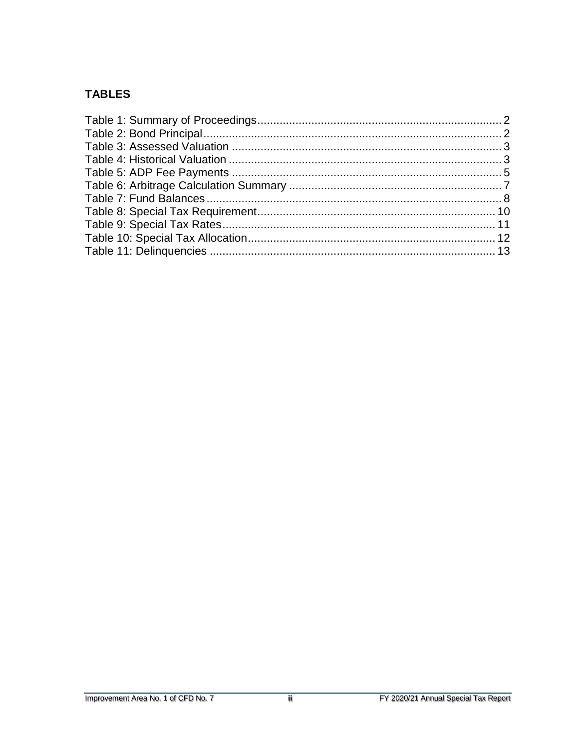## TABLES

Table 1: Summary of Proceedings ........................................................................ 2
Table 2: Bond Principal ....................................................................................... 2
Table 3: Assessed Valuation ................................................................................ 3
Table 4: Historical Valuation ................................................................................ 3
Table 5: ADP Fee Payments ................................................................................ 5
Table 6: Arbitrage Calculation Summary ............................................................... 7
Table 7: Fund Balances ....................................................................................... 8
Table 8: Special Tax Requirement ....................................................................... 10
Table 9: Special Tax Rates .................................................................................. 11
Table 10: Special Tax Allocation ......................................................................... 12
Table 11: Delinquencies ..................................................................................... 13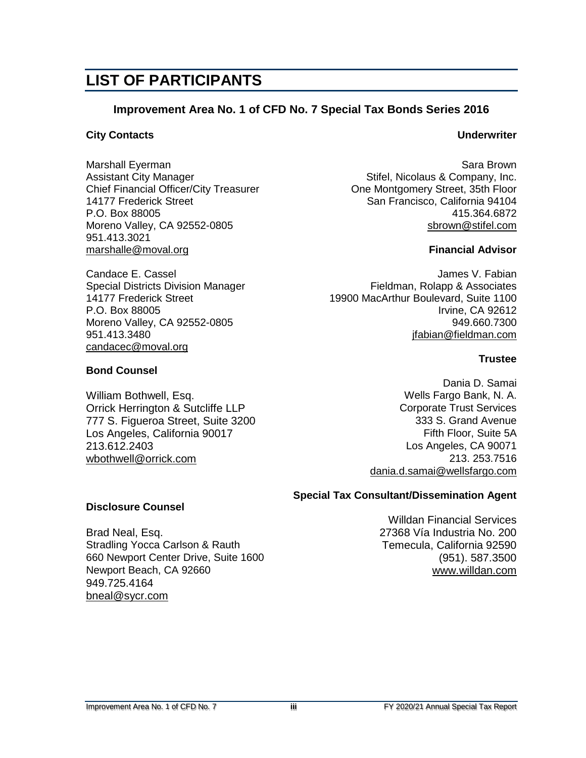# LIST OF PARTICIPANTS

## Improvement Area No. 1 of CFD No. 7 Special Tax Bonds Series 2016

### City Contacts

Marshall Eyerman
Assistant City Manager
Chief Financial Officer/City Treasurer
14177 Frederick Street
P.O. Box 88005
Moreno Valley, CA 92552-0805
951.413.3021
marshalle@moval.org

Candace E. Cassel
Special Districts Division Manager
14177 Frederick Street
P.O. Box 88005
Moreno Valley, CA 92552-0805
951.413.3480
candacec@moval.org

### Bond Counsel

William Bothwell, Esq.
Orrick Herrington & Sutcliffe LLP
777 S. Figueroa Street, Suite 3200
Los Angeles, California 90017
213.612.2403
wbothwell@orrick.com

### Disclosure Counsel

Brad Neal, Esq.
Stradling Yocca Carlson & Rauth
660 Newport Center Drive, Suite 1600
Newport Beach, CA 92660
949.725.4164
bneal@sycr.com

### Underwriter

Sara Brown
Stifel, Nicolaus & Company, Inc.
One Montgomery Street, 35th Floor
San Francisco, California 94104
415.364.6872
sbrown@stifel.com

### Financial Advisor

James V. Fabian
Fieldman, Rolapp & Associates
19900 MacArthur Boulevard, Suite 1100
Irvine, CA 92612
949.660.7300
jfabian@fieldman.com

### Trustee

Dania D. Samai
Wells Fargo Bank, N. A.
Corporate Trust Services
333 S. Grand Avenue
Fifth Floor, Suite 5A
Los Angeles, CA 90071
213. 253.7516
dania.d.samai@wellsfargo.com

### Special Tax Consultant/Dissemination Agent

Willdan Financial Services
27368 Vía Industria No. 200
Temecula, California 92590
(951). 587.3500
www.willdan.com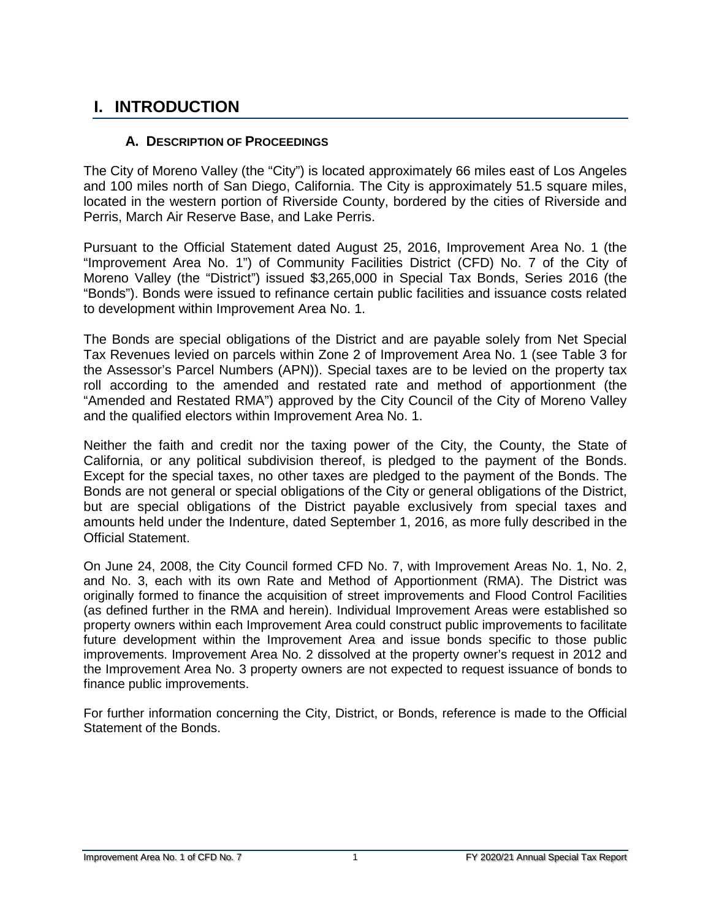# I. INTRODUCTION

## A. DESCRIPTION OF PROCEEDINGS

The City of Moreno Valley (the "City") is located approximately 66 miles east of Los Angeles and 100 miles north of San Diego, California. The City is approximately 51.5 square miles, located in the western portion of Riverside County, bordered by the cities of Riverside and Perris, March Air Reserve Base, and Lake Perris.

Pursuant to the Official Statement dated August 25, 2016, Improvement Area No. 1 (the "Improvement Area No. 1") of Community Facilities District (CFD) No. 7 of the City of Moreno Valley (the "District") issued $3,265,000 in Special Tax Bonds, Series 2016 (the "Bonds"). Bonds were issued to refinance certain public facilities and issuance costs related to development within Improvement Area No. 1.

The Bonds are special obligations of the District and are payable solely from Net Special Tax Revenues levied on parcels within Zone 2 of Improvement Area No. 1 (see Table 3 for the Assessor's Parcel Numbers (APN)). Special taxes are to be levied on the property tax roll according to the amended and restated rate and method of apportionment (the "Amended and Restated RMA") approved by the City Council of the City of Moreno Valley and the qualified electors within Improvement Area No. 1.

Neither the faith and credit nor the taxing power of the City, the County, the State of California, or any political subdivision thereof, is pledged to the payment of the Bonds. Except for the special taxes, no other taxes are pledged to the payment of the Bonds. The Bonds are not general or special obligations of the City or general obligations of the District, but are special obligations of the District payable exclusively from special taxes and amounts held under the Indenture, dated September 1, 2016, as more fully described in the Official Statement.

On June 24, 2008, the City Council formed CFD No. 7, with Improvement Areas No. 1, No. 2, and No. 3, each with its own Rate and Method of Apportionment (RMA). The District was originally formed to finance the acquisition of street improvements and Flood Control Facilities (as defined further in the RMA and herein). Individual Improvement Areas were established so property owners within each Improvement Area could construct public improvements to facilitate future development within the Improvement Area and issue bonds specific to those public improvements. Improvement Area No. 2 dissolved at the property owner's request in 2012 and the Improvement Area No. 3 property owners are not expected to request issuance of bonds to finance public improvements.

For further information concerning the City, District, or Bonds, reference is made to the Official Statement of the Bonds.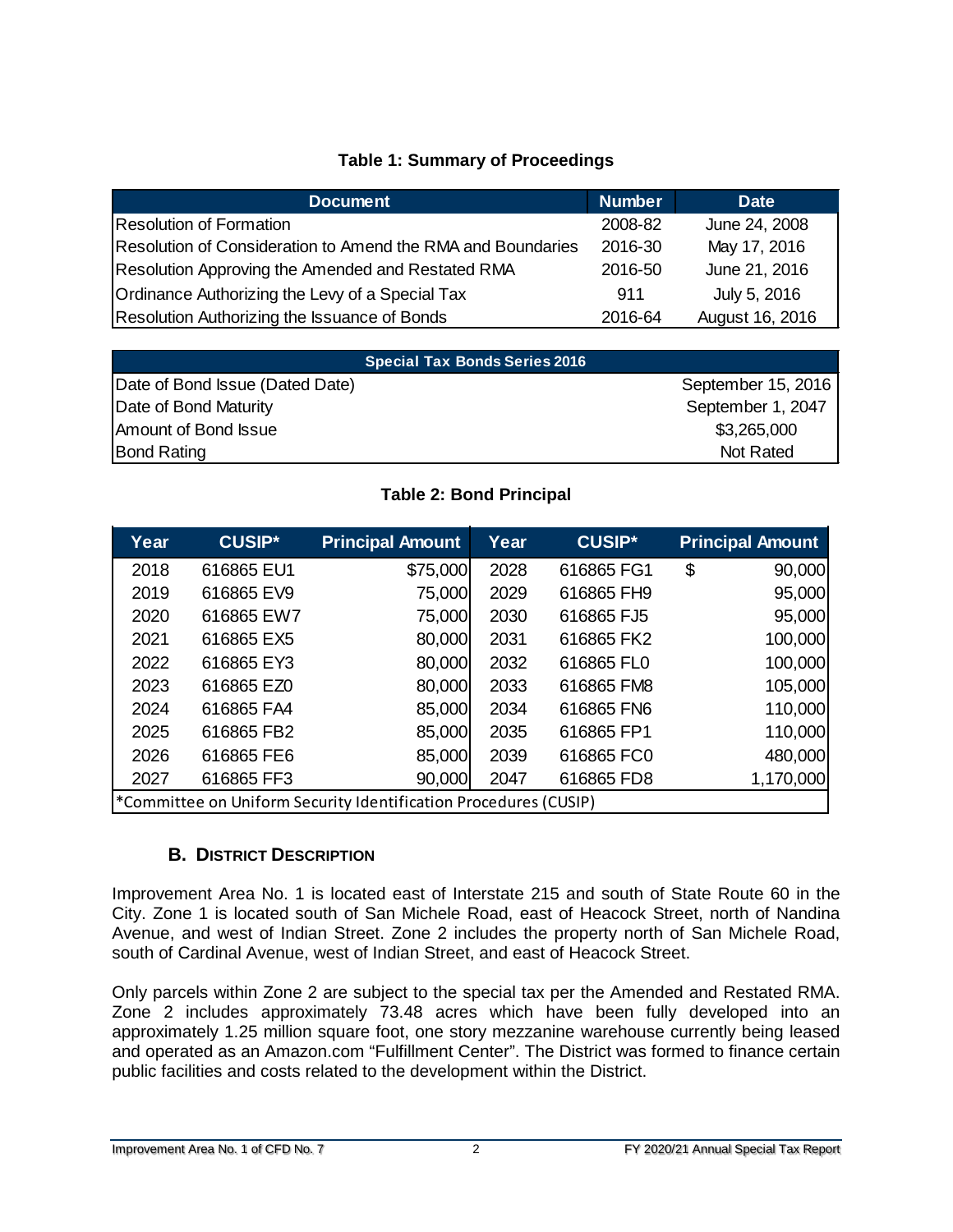**Table 1: Summary of Proceedings**

| Document | Number | Date |
|---|---|---|
| Resolution of Formation | 2008-82 | June 24, 2008 |
| Resolution of Consideration to Amend the RMA and Boundaries | 2016-30 | May 17, 2016 |
| Resolution Approving the Amended and Restated RMA | 2016-50 | June 21, 2016 |
| Ordinance Authorizing the Levy of a Special Tax | 911 | July 5, 2016 |
| Resolution Authorizing the Issuance of Bonds | 2016-64 | August 16, 2016 |

| Special Tax Bonds Series 2016 | |
|---|---|
| Date of Bond Issue (Dated Date) | September 15, 2016 |
| Date of Bond Maturity | September 1, 2047 |
| Amount of Bond Issue | $3,265,000 |
| Bond Rating | Not Rated |

**Table 2: Bond Principal**

| Year | CUSIP* | Principal Amount | Year | CUSIP* | Principal Amount |
|---|---|---|---|---|---|
| 2018 | 616865 EU1 | $75,000 | 2028 | 616865 FG1 | $ 90,000 |
| 2019 | 616865 EV9 | 75,000 | 2029 | 616865 FH9 | 95,000 |
| 2020 | 616865 EW7 | 75,000 | 2030 | 616865 FJ5 | 95,000 |
| 2021 | 616865 EX5 | 80,000 | 2031 | 616865 FK2 | 100,000 |
| 2022 | 616865 EY3 | 80,000 | 2032 | 616865 FL0 | 100,000 |
| 2023 | 616865 EZ0 | 80,000 | 2033 | 616865 FM8 | 105,000 |
| 2024 | 616865 FA4 | 85,000 | 2034 | 616865 FN6 | 110,000 |
| 2025 | 616865 FB2 | 85,000 | 2035 | 616865 FP1 | 110,000 |
| 2026 | 616865 FE6 | 85,000 | 2039 | 616865 FC0 | 480,000 |
| 2027 | 616865 FF3 | 90,000 | 2047 | 616865 FD8 | 1,170,000 |

*Committee on Uniform Security Identification Procedures (CUSIP)

## B. District Description

Improvement Area No. 1 is located east of Interstate 215 and south of State Route 60 in the City. Zone 1 is located south of San Michele Road, east of Heacock Street, north of Nandina Avenue, and west of Indian Street. Zone 2 includes the property north of San Michele Road, south of Cardinal Avenue, west of Indian Street, and east of Heacock Street.

Only parcels within Zone 2 are subject to the special tax per the Amended and Restated RMA. Zone 2 includes approximately 73.48 acres which have been fully developed into an approximately 1.25 million square foot, one story mezzanine warehouse currently being leased and operated as an Amazon.com "Fulfillment Center". The District was formed to finance certain public facilities and costs related to the development within the District.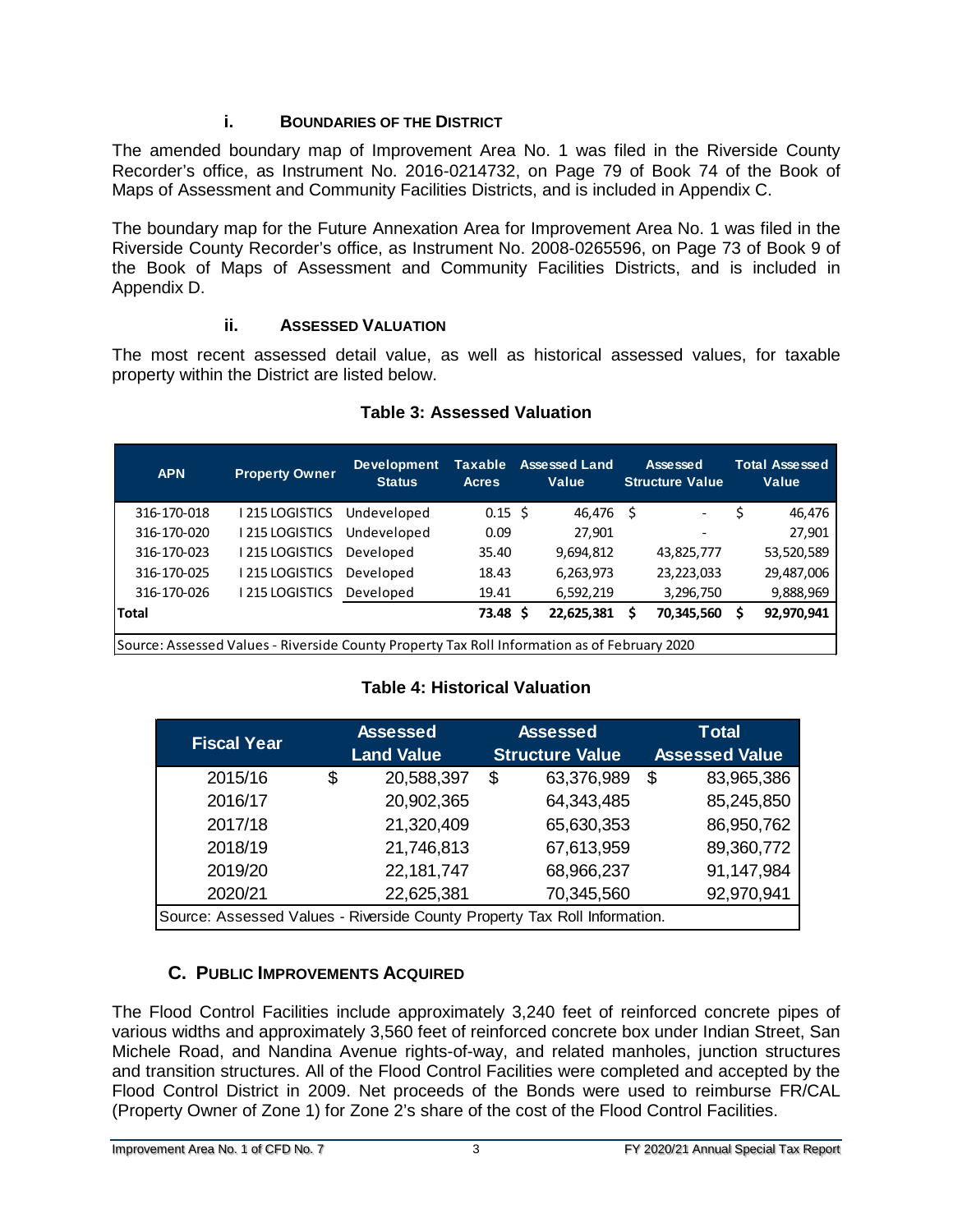### i. Boundaries of the District

The amended boundary map of Improvement Area No. 1 was filed in the Riverside County Recorder's office, as Instrument No. 2016-0214732, on Page 79 of Book 74 of the Book of Maps of Assessment and Community Facilities Districts, and is included in Appendix C.

The boundary map for the Future Annexation Area for Improvement Area No. 1 was filed in the Riverside County Recorder's office, as Instrument No. 2008-0265596, on Page 73 of Book 9 of the Book of Maps of Assessment and Community Facilities Districts, and is included in Appendix D.

### ii. Assessed Valuation

The most recent assessed detail value, as well as historical assessed values, for taxable property within the District are listed below.

**Table 3: Assessed Valuation**

| APN | Property Owner | Development Status | Taxable Acres | Assessed Land Value | Assessed Structure Value | Total Assessed Value |
|---|---|---|---|---|---|---|
| 316-170-018 | I 215 LOGISTICS | Undeveloped | 0.15 | $ 46,476 | $ - | $ 46,476 |
| 316-170-020 | I 215 LOGISTICS | Undeveloped | 0.09 | 27,901 | - | 27,901 |
| 316-170-023 | I 215 LOGISTICS | Developed | 35.40 | 9,694,812 | 43,825,777 | 53,520,589 |
| 316-170-025 | I 215 LOGISTICS | Developed | 18.43 | 6,263,973 | 23,223,033 | 29,487,006 |
| 316-170-026 | I 215 LOGISTICS | Developed | 19.41 | 6,592,219 | 3,296,750 | 9,888,969 |
| **Total** | | | **73.48** | **$ 22,625,381** | **$ 70,345,560** | **$ 92,970,941** |

Source: Assessed Values - Riverside County Property Tax Roll Information as of February 2020

**Table 4: Historical Valuation**

| Fiscal Year | Assessed Land Value | Assessed Structure Value | Total Assessed Value |
|---|---|---|---|
| 2015/16 | $ 20,588,397 | $ 63,376,989 | $ 83,965,386 |
| 2016/17 | 20,902,365 | 64,343,485 | 85,245,850 |
| 2017/18 | 21,320,409 | 65,630,353 | 86,950,762 |
| 2018/19 | 21,746,813 | 67,613,959 | 89,360,772 |
| 2019/20 | 22,181,747 | 68,966,237 | 91,147,984 |
| 2020/21 | 22,625,381 | 70,345,560 | 92,970,941 |

Source: Assessed Values - Riverside County Property Tax Roll Information.

## C. Public Improvements Acquired

The Flood Control Facilities include approximately 3,240 feet of reinforced concrete pipes of various widths and approximately 3,560 feet of reinforced concrete box under Indian Street, San Michele Road, and Nandina Avenue rights-of-way, and related manholes, junction structures and transition structures. All of the Flood Control Facilities were completed and accepted by the Flood Control District in 2009. Net proceeds of the Bonds were used to reimburse FR/CAL (Property Owner of Zone 1) for Zone 2's share of the cost of the Flood Control Facilities.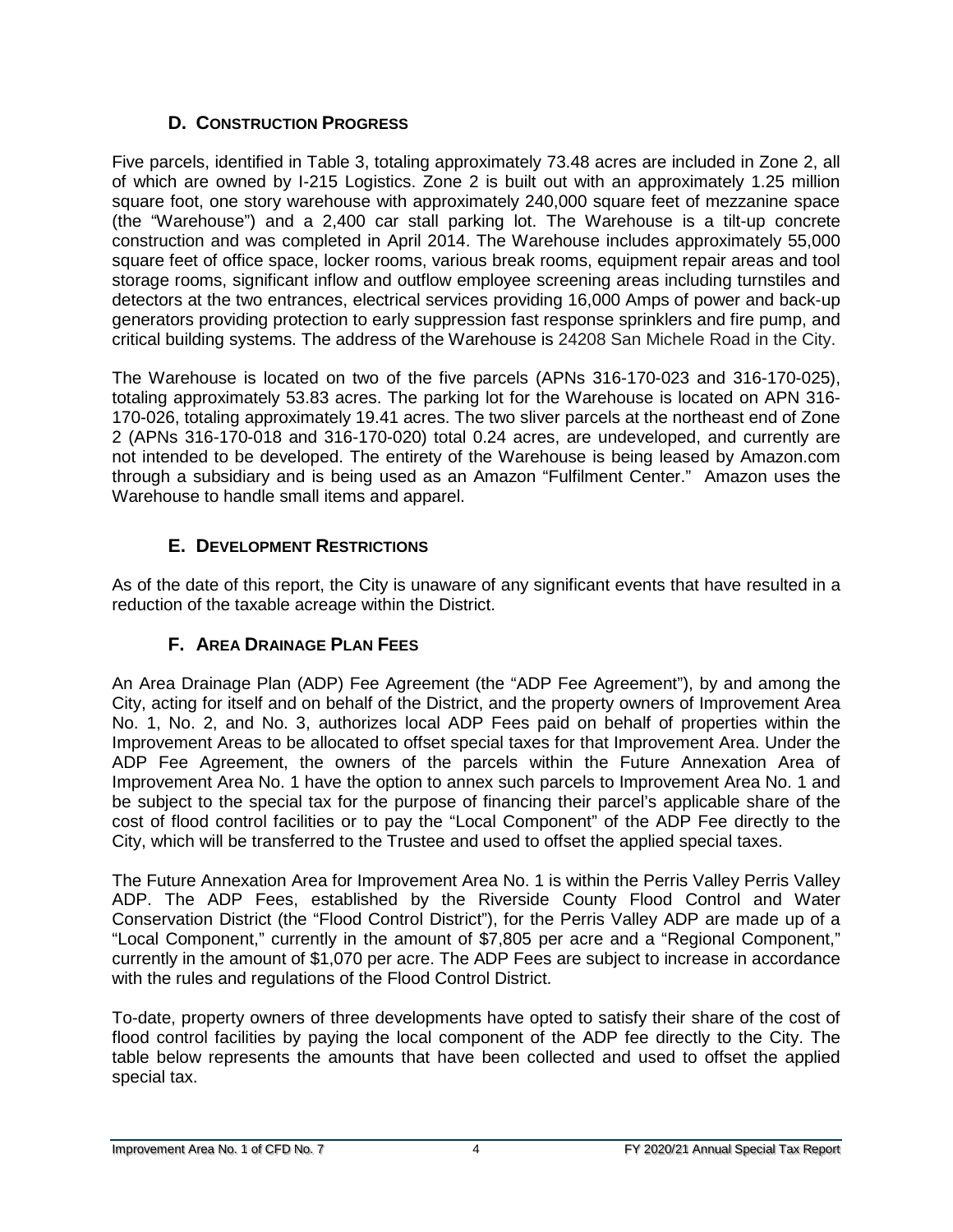## D. Construction Progress

Five parcels, identified in Table 3, totaling approximately 73.48 acres are included in Zone 2, all of which are owned by I-215 Logistics. Zone 2 is built out with an approximately 1.25 million square foot, one story warehouse with approximately 240,000 square feet of mezzanine space (the "Warehouse") and a 2,400 car stall parking lot. The Warehouse is a tilt-up concrete construction and was completed in April 2014. The Warehouse includes approximately 55,000 square feet of office space, locker rooms, various break rooms, equipment repair areas and tool storage rooms, significant inflow and outflow employee screening areas including turnstiles and detectors at the two entrances, electrical services providing 16,000 Amps of power and back-up generators providing protection to early suppression fast response sprinklers and fire pump, and critical building systems. The address of the Warehouse is 24208 San Michele Road in the City.

The Warehouse is located on two of the five parcels (APNs 316-170-023 and 316-170-025), totaling approximately 53.83 acres. The parking lot for the Warehouse is located on APN 316-170-026, totaling approximately 19.41 acres. The two sliver parcels at the northeast end of Zone 2 (APNs 316-170-018 and 316-170-020) total 0.24 acres, are undeveloped, and currently are not intended to be developed. The entirety of the Warehouse is being leased by Amazon.com through a subsidiary and is being used as an Amazon "Fulfilment Center." Amazon uses the Warehouse to handle small items and apparel.

## E. Development Restrictions

As of the date of this report, the City is unaware of any significant events that have resulted in a reduction of the taxable acreage within the District.

## F. Area Drainage Plan Fees

An Area Drainage Plan (ADP) Fee Agreement (the "ADP Fee Agreement"), by and among the City, acting for itself and on behalf of the District, and the property owners of Improvement Area No. 1, No. 2, and No. 3, authorizes local ADP Fees paid on behalf of properties within the Improvement Areas to be allocated to offset special taxes for that Improvement Area. Under the ADP Fee Agreement, the owners of the parcels within the Future Annexation Area of Improvement Area No. 1 have the option to annex such parcels to Improvement Area No. 1 and be subject to the special tax for the purpose of financing their parcel's applicable share of the cost of flood control facilities or to pay the "Local Component" of the ADP Fee directly to the City, which will be transferred to the Trustee and used to offset the applied special taxes.

The Future Annexation Area for Improvement Area No. 1 is within the Perris Valley Perris Valley ADP. The ADP Fees, established by the Riverside County Flood Control and Water Conservation District (the "Flood Control District"), for the Perris Valley ADP are made up of a "Local Component," currently in the amount of $7,805 per acre and a "Regional Component," currently in the amount of $1,070 per acre. The ADP Fees are subject to increase in accordance with the rules and regulations of the Flood Control District.

To-date, property owners of three developments have opted to satisfy their share of the cost of flood control facilities by paying the local component of the ADP fee directly to the City. The table below represents the amounts that have been collected and used to offset the applied special tax.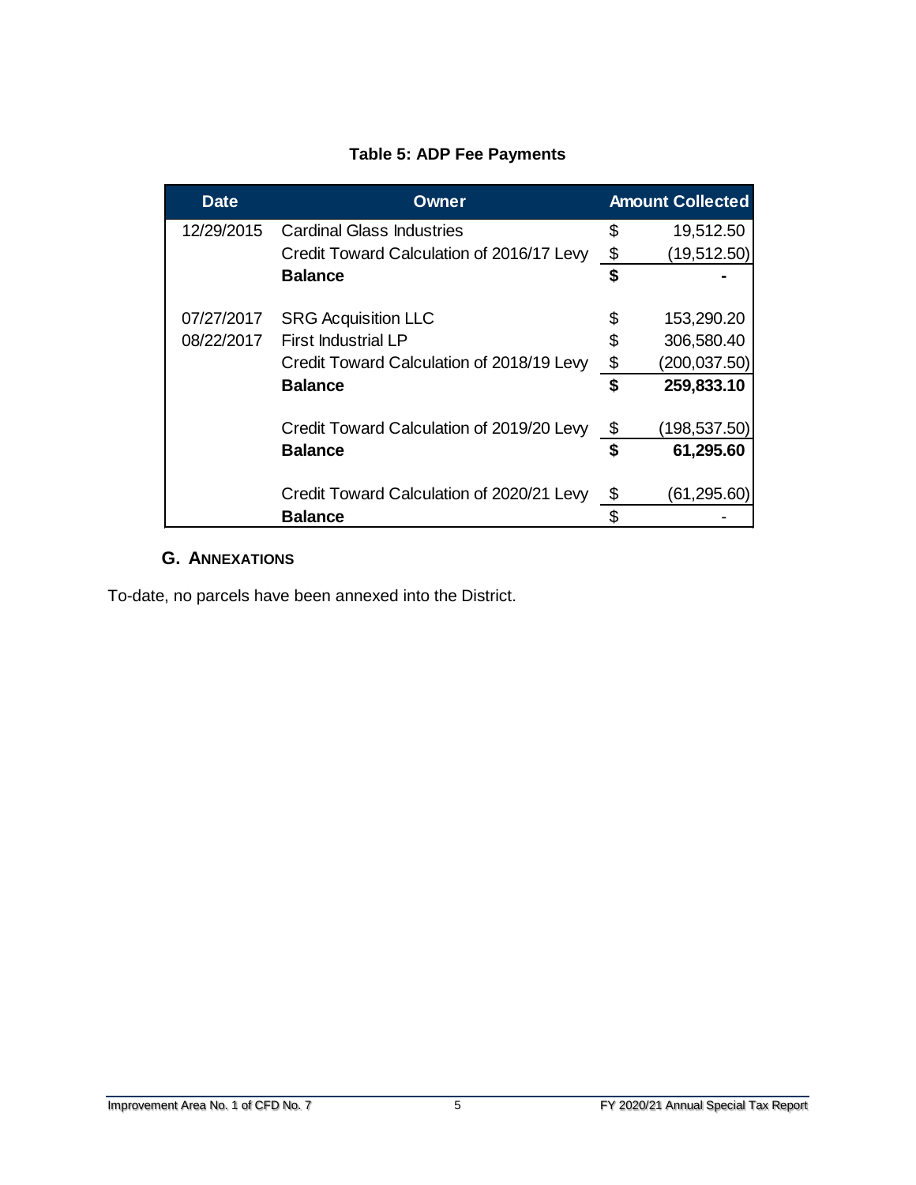**Table 5: ADP Fee Payments**

| Date | Owner | Amount Collected |
|---|---|---|
| 12/29/2015 | Cardinal Glass Industries | $ 19,512.50 |
| | Credit Toward Calculation of 2016/17 Levy | $ (19,512.50) |
| | **Balance** | **$ -** |
| | | |
| 07/27/2017 | SRG Acquisition LLC | $ 153,290.20 |
| 08/22/2017 | First Industrial LP | $ 306,580.40 |
| | Credit Toward Calculation of 2018/19 Levy | $ (200,037.50) |
| | **Balance** | **$ 259,833.10** |
| | | |
| | Credit Toward Calculation of 2019/20 Levy | $ (198,537.50) |
| | **Balance** | **$ 61,295.60** |
| | | |
| | Credit Toward Calculation of 2020/21 Levy | $ (61,295.60) |
| | **Balance** | $ - |

## G. Annexations

To-date, no parcels have been annexed into the District.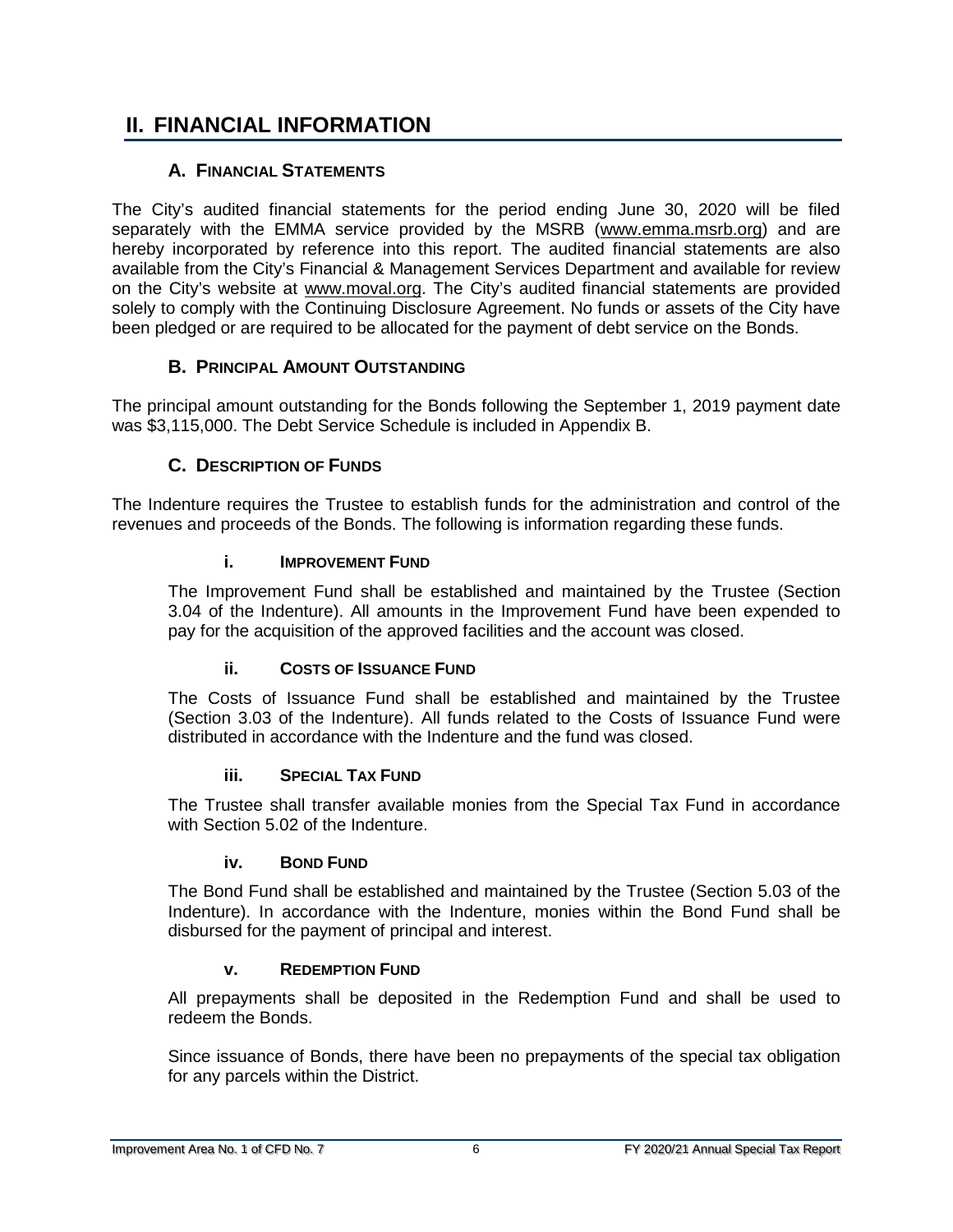# II. FINANCIAL INFORMATION

## A. FINANCIAL STATEMENTS

The City's audited financial statements for the period ending June 30, 2020 will be filed separately with the EMMA service provided by the MSRB (www.emma.msrb.org) and are hereby incorporated by reference into this report. The audited financial statements are also available from the City's Financial & Management Services Department and available for review on the City's website at www.moval.org. The City's audited financial statements are provided solely to comply with the Continuing Disclosure Agreement. No funds or assets of the City have been pledged or are required to be allocated for the payment of debt service on the Bonds.

## B. PRINCIPAL AMOUNT OUTSTANDING

The principal amount outstanding for the Bonds following the September 1, 2019 payment date was $3,115,000. The Debt Service Schedule is included in Appendix B.

## C. DESCRIPTION OF FUNDS

The Indenture requires the Trustee to establish funds for the administration and control of the revenues and proceeds of the Bonds. The following is information regarding these funds.

### i. IMPROVEMENT FUND

The Improvement Fund shall be established and maintained by the Trustee (Section 3.04 of the Indenture). All amounts in the Improvement Fund have been expended to pay for the acquisition of the approved facilities and the account was closed.

### ii. COSTS OF ISSUANCE FUND

The Costs of Issuance Fund shall be established and maintained by the Trustee (Section 3.03 of the Indenture). All funds related to the Costs of Issuance Fund were distributed in accordance with the Indenture and the fund was closed.

### iii. SPECIAL TAX FUND

The Trustee shall transfer available monies from the Special Tax Fund in accordance with Section 5.02 of the Indenture.

### iv. BOND FUND

The Bond Fund shall be established and maintained by the Trustee (Section 5.03 of the Indenture). In accordance with the Indenture, monies within the Bond Fund shall be disbursed for the payment of principal and interest.

### v. REDEMPTION FUND

All prepayments shall be deposited in the Redemption Fund and shall be used to redeem the Bonds.

Since issuance of Bonds, there have been no prepayments of the special tax obligation for any parcels within the District.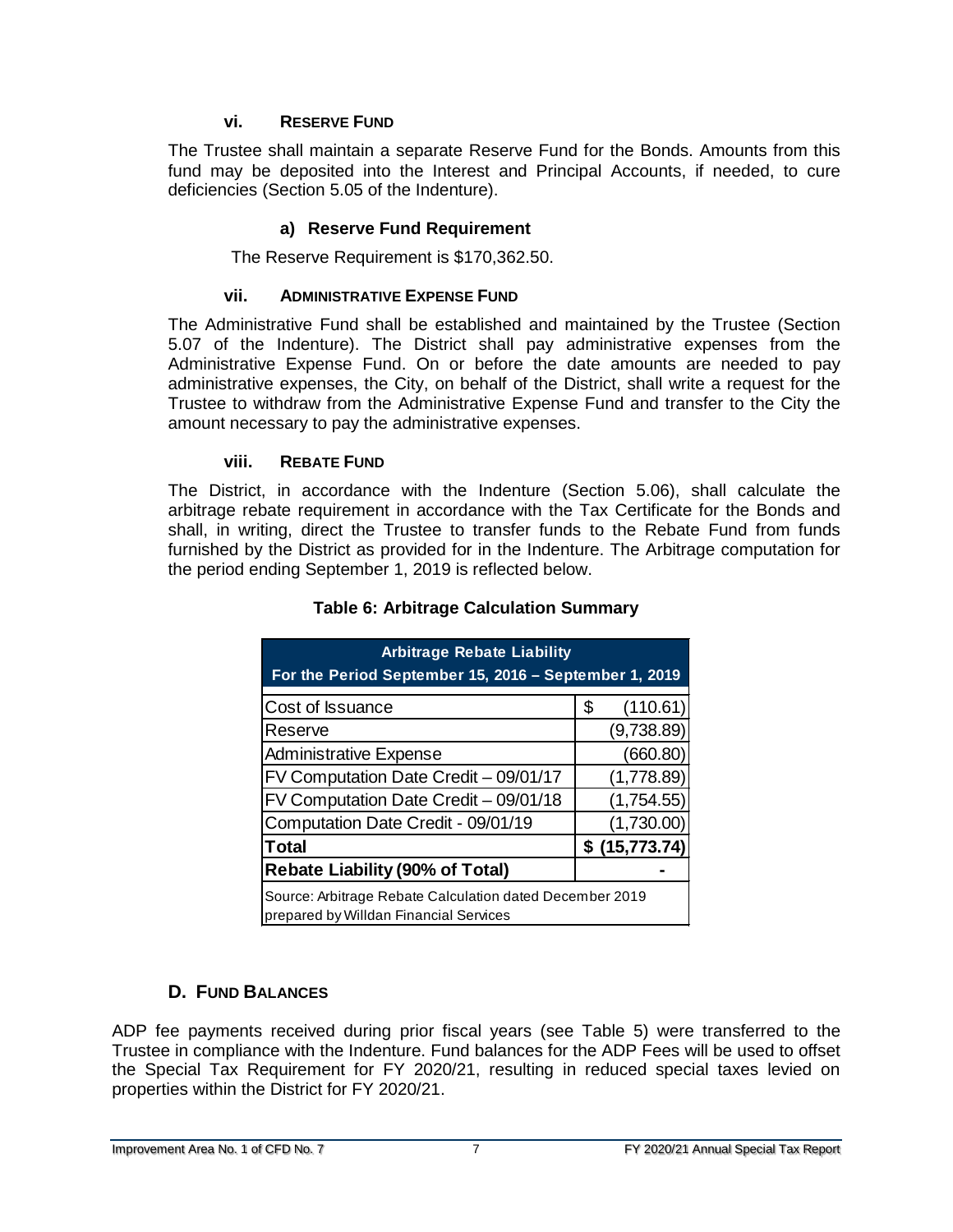#### vi. Reserve Fund

The Trustee shall maintain a separate Reserve Fund for the Bonds. Amounts from this fund may be deposited into the Interest and Principal Accounts, if needed, to cure deficiencies (Section 5.05 of the Indenture).

**a) Reserve Fund Requirement**

The Reserve Requirement is $170,362.50.

#### vii. Administrative Expense Fund

The Administrative Fund shall be established and maintained by the Trustee (Section 5.07 of the Indenture). The District shall pay administrative expenses from the Administrative Expense Fund. On or before the date amounts are needed to pay administrative expenses, the City, on behalf of the District, shall write a request for the Trustee to withdraw from the Administrative Expense Fund and transfer to the City the amount necessary to pay the administrative expenses.

#### viii. Rebate Fund

The District, in accordance with the Indenture (Section 5.06), shall calculate the arbitrage rebate requirement in accordance with the Tax Certificate for the Bonds and shall, in writing, direct the Trustee to transfer funds to the Rebate Fund from funds furnished by the District as provided for in the Indenture. The Arbitrage computation for the period ending September 1, 2019 is reflected below.

**Table 6: Arbitrage Calculation Summary**

| Arbitrage Rebate Liability For the Period September 15, 2016 – September 1, 2019 | |
|---|---|
| Cost of Issuance | $ (110.61) |
| Reserve | (9,738.89) |
| Administrative Expense | (660.80) |
| FV Computation Date Credit – 09/01/17 | (1,778.89) |
| FV Computation Date Credit – 09/01/18 | (1,754.55) |
| Computation Date Credit - 09/01/19 | (1,730.00) |
| **Total** | **$ (15,773.74)** |
| **Rebate Liability (90% of Total)** | **-** |
| Source: Arbitrage Rebate Calculation dated December 2019 prepared by Willdan Financial Services | |

## D. Fund Balances

ADP fee payments received during prior fiscal years (see Table 5) were transferred to the Trustee in compliance with the Indenture. Fund balances for the ADP Fees will be used to offset the Special Tax Requirement for FY 2020/21, resulting in reduced special taxes levied on properties within the District for FY 2020/21.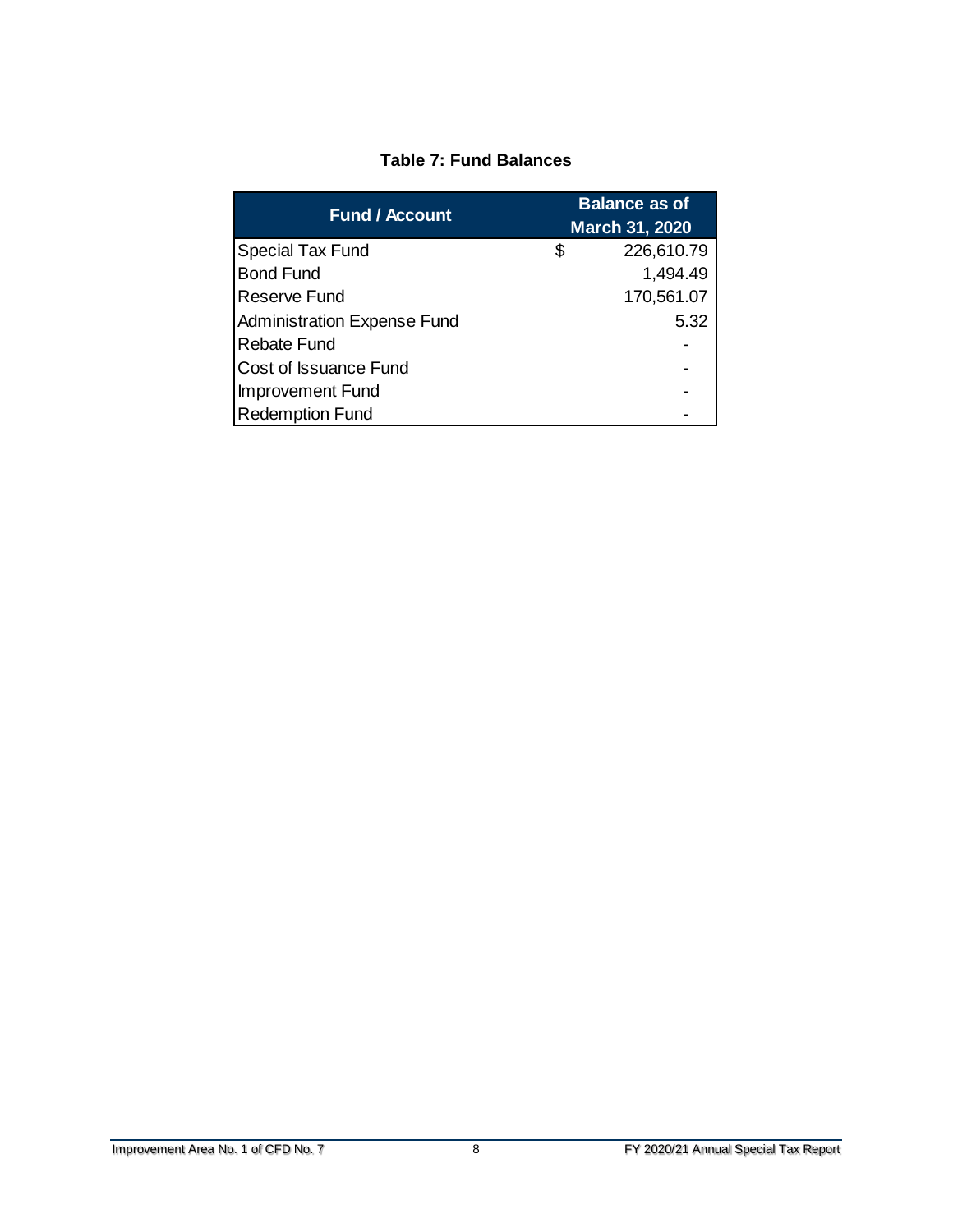**Table 7: Fund Balances**

| Fund / Account | Balance as of March 31, 2020 |
|---|---|
| Special Tax Fund | $ 226,610.79 |
| Bond Fund | 1,494.49 |
| Reserve Fund | 170,561.07 |
| Administration Expense Fund | 5.32 |
| Rebate Fund | - |
| Cost of Issuance Fund | - |
| Improvement Fund | - |
| Redemption Fund | - |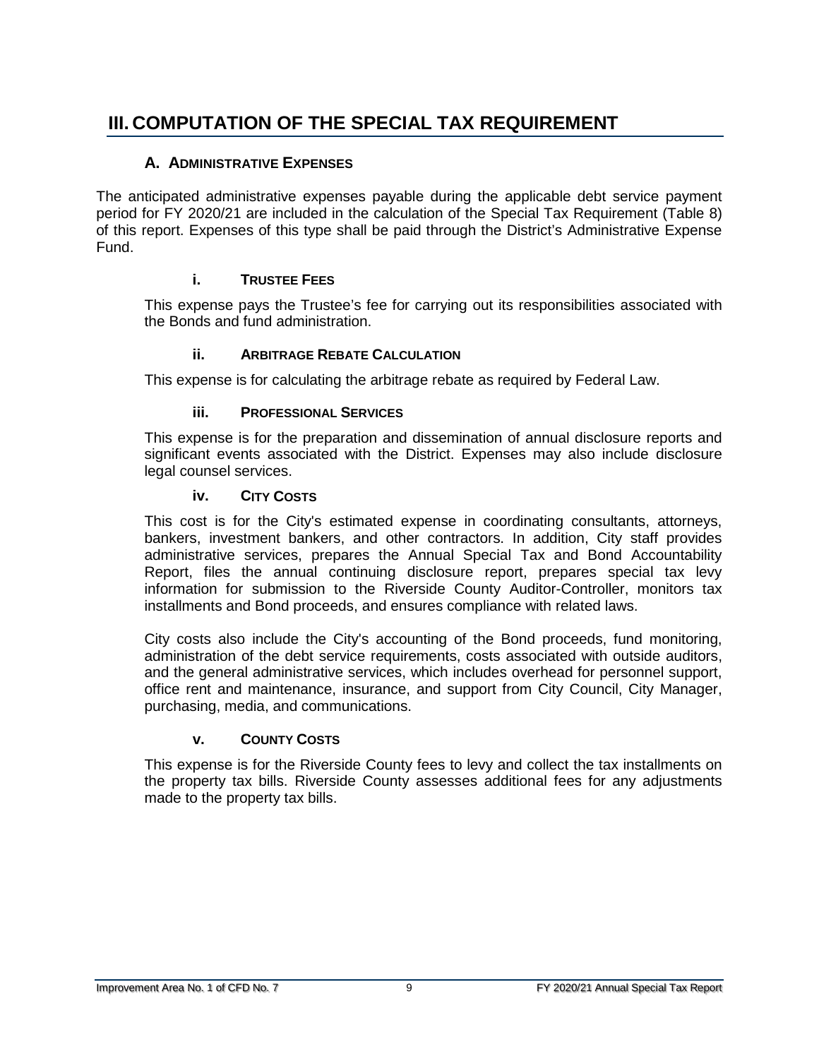# III. COMPUTATION OF THE SPECIAL TAX REQUIREMENT

## A. ADMINISTRATIVE EXPENSES

The anticipated administrative expenses payable during the applicable debt service payment period for FY 2020/21 are included in the calculation of the Special Tax Requirement (Table 8) of this report. Expenses of this type shall be paid through the District's Administrative Expense Fund.

### i. TRUSTEE FEES

This expense pays the Trustee's fee for carrying out its responsibilities associated with the Bonds and fund administration.

### ii. ARBITRAGE REBATE CALCULATION

This expense is for calculating the arbitrage rebate as required by Federal Law.

### iii. PROFESSIONAL SERVICES

This expense is for the preparation and dissemination of annual disclosure reports and significant events associated with the District. Expenses may also include disclosure legal counsel services.

### iv. CITY COSTS

This cost is for the City's estimated expense in coordinating consultants, attorneys, bankers, investment bankers, and other contractors. In addition, City staff provides administrative services, prepares the Annual Special Tax and Bond Accountability Report, files the annual continuing disclosure report, prepares special tax levy information for submission to the Riverside County Auditor-Controller, monitors tax installments and Bond proceeds, and ensures compliance with related laws.

City costs also include the City's accounting of the Bond proceeds, fund monitoring, administration of the debt service requirements, costs associated with outside auditors, and the general administrative services, which includes overhead for personnel support, office rent and maintenance, insurance, and support from City Council, City Manager, purchasing, media, and communications.

### v. COUNTY COSTS

This expense is for the Riverside County fees to levy and collect the tax installments on the property tax bills. Riverside County assesses additional fees for any adjustments made to the property tax bills.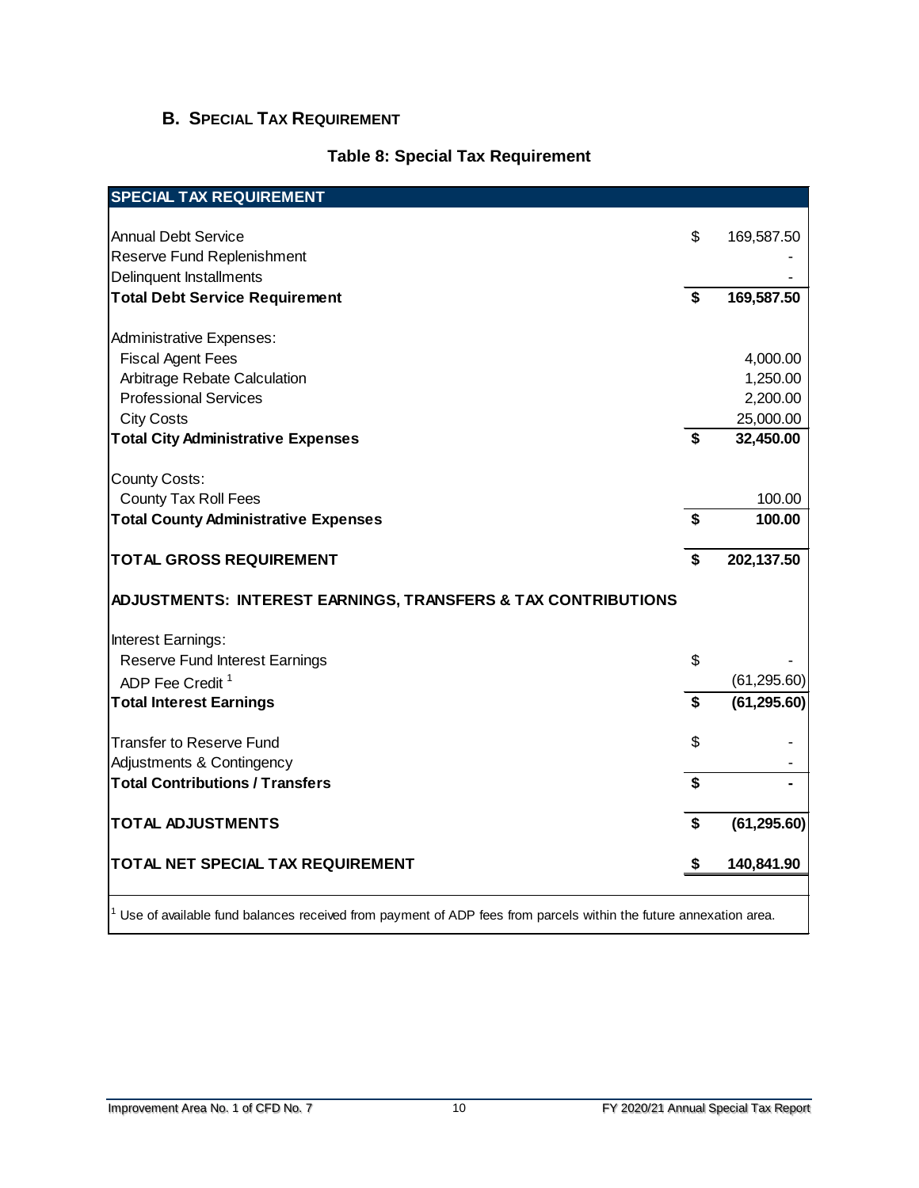## B. Special Tax Requirement

**Table 8: Special Tax Requirement**

| SPECIAL TAX REQUIREMENT | | |
|---|---|---|
| Annual Debt Service | $ | 169,587.50 |
| Reserve Fund Replenishment | | - |
| Delinquent Installments | | - |
| **Total Debt Service Requirement** | **$** | **169,587.50** |
| Administrative Expenses: | | |
| Fiscal Agent Fees | | 4,000.00 |
| Arbitrage Rebate Calculation | | 1,250.00 |
| Professional Services | | 2,200.00 |
| City Costs | | 25,000.00 |
| **Total City Administrative Expenses** | **$** | **32,450.00** |
| County Costs: | | |
| County Tax Roll Fees | | 100.00 |
| **Total County Administrative Expenses** | **$** | **100.00** |
| **TOTAL GROSS REQUIREMENT** | **$** | **202,137.50** |
| **ADJUSTMENTS: INTEREST EARNINGS, TRANSFERS & TAX CONTRIBUTIONS** | | |
| Interest Earnings: | | |
| Reserve Fund Interest Earnings | $ | - |
| ADP Fee Credit [1] | | (61,295.60) |
| **Total Interest Earnings** | **$** | **(61,295.60)** |
| Transfer to Reserve Fund | $ | - |
| Adjustments & Contingency | | - |
| **Total Contributions / Transfers** | **$** | **-** |
| **TOTAL ADJUSTMENTS** | **$** | **(61,295.60)** |
| **TOTAL NET SPECIAL TAX REQUIREMENT** | **$** | **140,841.90** |

[1] Use of available fund balances received from payment of ADP fees from parcels within the future annexation area.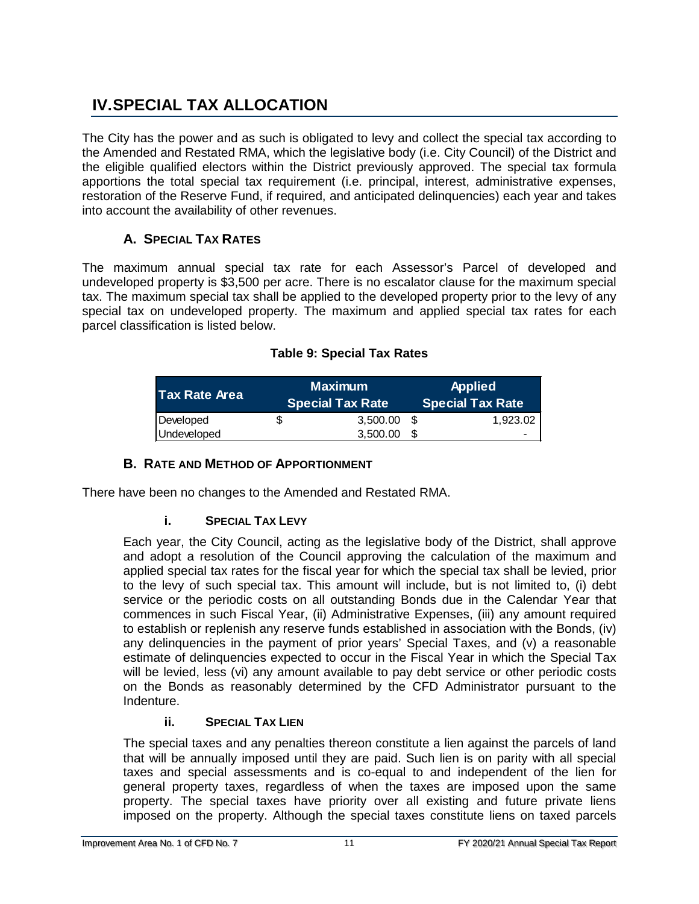# IV. SPECIAL TAX ALLOCATION

The City has the power and as such is obligated to levy and collect the special tax according to the Amended and Restated RMA, which the legislative body (i.e. City Council) of the District and the eligible qualified electors within the District previously approved. The special tax formula apportions the total special tax requirement (i.e. principal, interest, administrative expenses, restoration of the Reserve Fund, if required, and anticipated delinquencies) each year and takes into account the availability of other revenues.

## A. SPECIAL TAX RATES

The maximum annual special tax rate for each Assessor's Parcel of developed and undeveloped property is $3,500 per acre. There is no escalator clause for the maximum special tax. The maximum special tax shall be applied to the developed property prior to the levy of any special tax on undeveloped property. The maximum and applied special tax rates for each parcel classification is listed below.

**Table 9: Special Tax Rates**

| Tax Rate Area | Maximum Special Tax Rate | Applied Special Tax Rate |
|---|---|---|
| Developed | $ 3,500.00 | $ 1,923.02 |
| Undeveloped | 3,500.00 | $ - |

## B. RATE AND METHOD OF APPORTIONMENT

There have been no changes to the Amended and Restated RMA.

### i. SPECIAL TAX LEVY

Each year, the City Council, acting as the legislative body of the District, shall approve and adopt a resolution of the Council approving the calculation of the maximum and applied special tax rates for the fiscal year for which the special tax shall be levied, prior to the levy of such special tax. This amount will include, but is not limited to, (i) debt service or the periodic costs on all outstanding Bonds due in the Calendar Year that commences in such Fiscal Year, (ii) Administrative Expenses, (iii) any amount required to establish or replenish any reserve funds established in association with the Bonds, (iv) any delinquencies in the payment of prior years' Special Taxes, and (v) a reasonable estimate of delinquencies expected to occur in the Fiscal Year in which the Special Tax will be levied, less (vi) any amount available to pay debt service or other periodic costs on the Bonds as reasonably determined by the CFD Administrator pursuant to the Indenture.

### ii. SPECIAL TAX LIEN

The special taxes and any penalties thereon constitute a lien against the parcels of land that will be annually imposed until they are paid. Such lien is on parity with all special taxes and special assessments and is co-equal to and independent of the lien for general property taxes, regardless of when the taxes are imposed upon the same property. The special taxes have priority over all existing and future private liens imposed on the property. Although the special taxes constitute liens on taxed parcels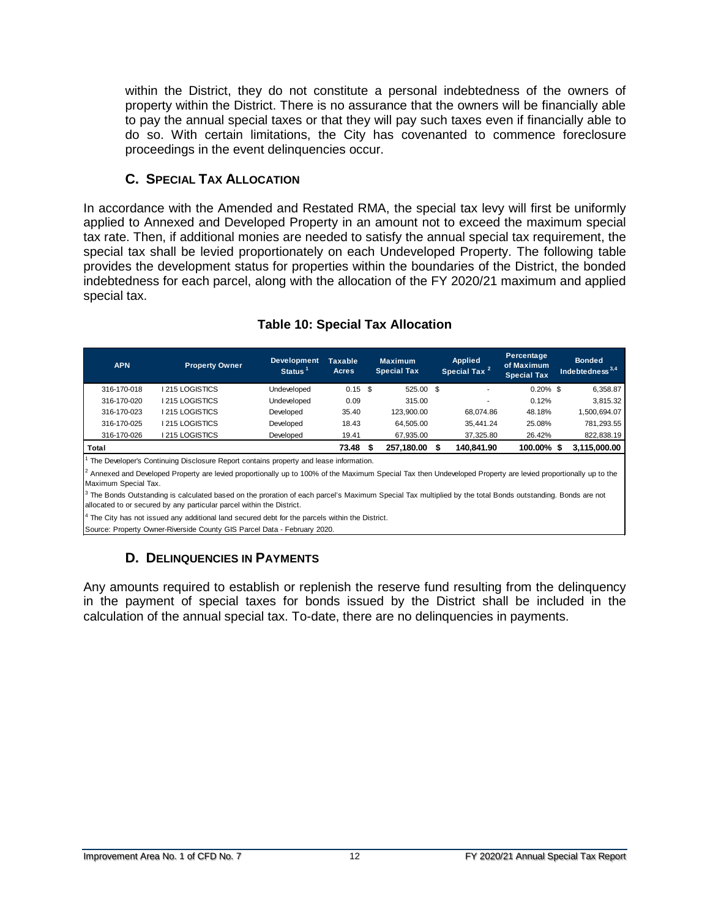within the District, they do not constitute a personal indebtedness of the owners of property within the District. There is no assurance that the owners will be financially able to pay the annual special taxes or that they will pay such taxes even if financially able to do so. With certain limitations, the City has covenanted to commence foreclosure proceedings in the event delinquencies occur.

### C. Special Tax Allocation

In accordance with the Amended and Restated RMA, the special tax levy will first be uniformly applied to Annexed and Developed Property in an amount not to exceed the maximum special tax rate. Then, if additional monies are needed to satisfy the annual special tax requirement, the special tax shall be levied proportionately on each Undeveloped Property. The following table provides the development status for properties within the boundaries of the District, the bonded indebtedness for each parcel, along with the allocation of the FY 2020/21 maximum and applied special tax.

**Table 10: Special Tax Allocation**

| APN | Property Owner | Development Status [1] | Taxable Acres | Maximum Special Tax | Applied Special Tax [2] | Percentage of Maximum Special Tax | Bonded Indebtedness [3,4] |
|---|---|---|---|---|---|---|---|
| 316-170-018 | I 215 LOGISTICS | Undeveloped | 0.15 | $ 525.00 | $ - | 0.20% | $ 6,358.87 |
| 316-170-020 | I 215 LOGISTICS | Undeveloped | 0.09 | 315.00 | - | 0.12% | 3,815.32 |
| 316-170-023 | I 215 LOGISTICS | Developed | 35.40 | 123,900.00 | 68,074.86 | 48.18% | 1,500,694.07 |
| 316-170-025 | I 215 LOGISTICS | Developed | 18.43 | 64,505.00 | 35,441.24 | 25.08% | 781,293.55 |
| 316-170-026 | I 215 LOGISTICS | Developed | 19.41 | 67,935.00 | 37,325.80 | 26.42% | 822,838.19 |
| **Total** | | | **73.48** | **$ 257,180.00** | **$ 140,841.90** | **100.00%** | **$ 3,115,000.00** |

[1] The Developer's Continuing Disclosure Report contains property and lease information.

[2] Annexed and Developed Property are levied proportionally up to 100% of the Maximum Special Tax then Undeveloped Property are levied proportionally up to the Maximum Special Tax.

[3] The Bonds Outstanding is calculated based on the proration of each parcel's Maximum Special Tax multiplied by the total Bonds outstanding. Bonds are not allocated to or secured by any particular parcel within the District.

[4] The City has not issued any additional land secured debt for the parcels within the District.

Source: Property Owner-Riverside County GIS Parcel Data - February 2020.

### D. Delinquencies in Payments

Any amounts required to establish or replenish the reserve fund resulting from the delinquency in the payment of special taxes for bonds issued by the District shall be included in the calculation of the annual special tax. To-date, there are no delinquencies in payments.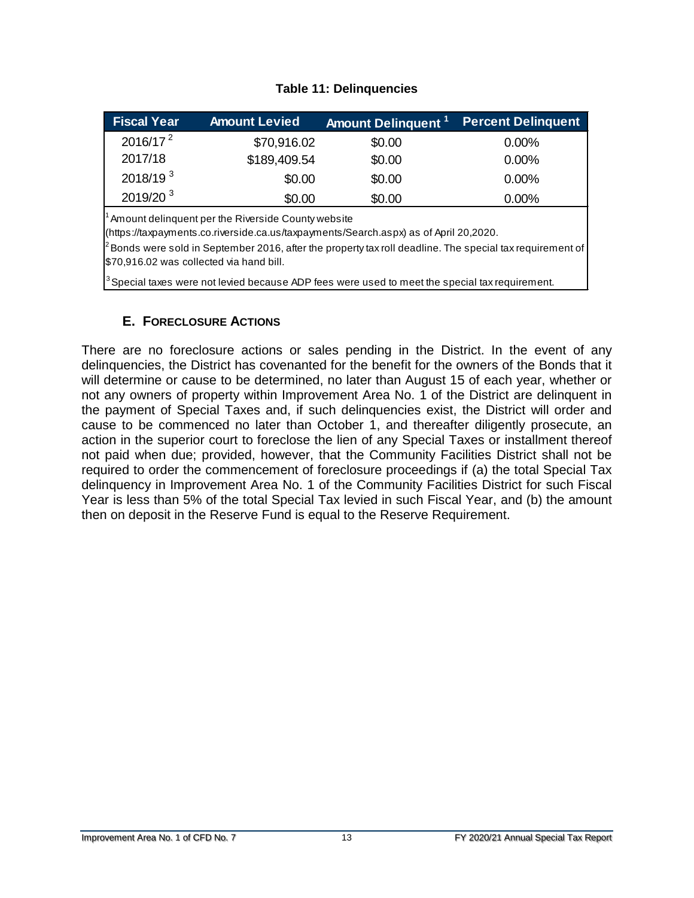**Table 11: Delinquencies**

| Fiscal Year | Amount Levied | Amount Delinquent [1] | Percent Delinquent |
|---|---|---|---|
| 2016/17 [2] | $70,916.02 | $0.00 | 0.00% |
| 2017/18 | $189,409.54 | $0.00 | 0.00% |
| 2018/19 [3] | $0.00 | $0.00 | 0.00% |
| 2019/20 [3] | $0.00 | $0.00 | 0.00% |

[1] Amount delinquent per the Riverside County website (https://taxpayments.co.riverside.ca.us/taxpayments/Search.aspx) as of April 20,2020.

[2] Bonds were sold in September 2016, after the property tax roll deadline. The special tax requirement of $70,916.02 was collected via hand bill.

[3] Special taxes were not levied because ADP fees were used to meet the special tax requirement.

### E. Foreclosure Actions

There are no foreclosure actions or sales pending in the District. In the event of any delinquencies, the District has covenanted for the benefit for the owners of the Bonds that it will determine or cause to be determined, no later than August 15 of each year, whether or not any owners of property within Improvement Area No. 1 of the District are delinquent in the payment of Special Taxes and, if such delinquencies exist, the District will order and cause to be commenced no later than October 1, and thereafter diligently prosecute, an action in the superior court to foreclose the lien of any Special Taxes or installment thereof not paid when due; provided, however, that the Community Facilities District shall not be required to order the commencement of foreclosure proceedings if (a) the total Special Tax delinquency in Improvement Area No. 1 of the Community Facilities District for such Fiscal Year is less than 5% of the total Special Tax levied in such Fiscal Year, and (b) the amount then on deposit in the Reserve Fund is equal to the Reserve Requirement.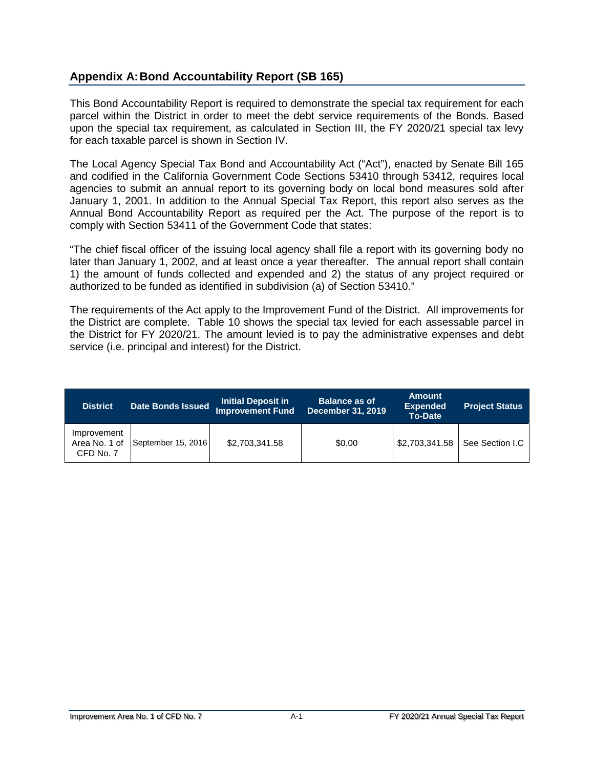## Appendix A: Bond Accountability Report (SB 165)

This Bond Accountability Report is required to demonstrate the special tax requirement for each parcel within the District in order to meet the debt service requirements of the Bonds. Based upon the special tax requirement, as calculated in Section III, the FY 2020/21 special tax levy for each taxable parcel is shown in Section IV.

The Local Agency Special Tax Bond and Accountability Act ("Act"), enacted by Senate Bill 165 and codified in the California Government Code Sections 53410 through 53412, requires local agencies to submit an annual report to its governing body on local bond measures sold after January 1, 2001. In addition to the Annual Special Tax Report, this report also serves as the Annual Bond Accountability Report as required per the Act. The purpose of the report is to comply with Section 53411 of the Government Code that states:

"The chief fiscal officer of the issuing local agency shall file a report with its governing body no later than January 1, 2002, and at least once a year thereafter. The annual report shall contain 1) the amount of funds collected and expended and 2) the status of any project required or authorized to be funded as identified in subdivision (a) of Section 53410."

The requirements of the Act apply to the Improvement Fund of the District. All improvements for the District are complete. Table 10 shows the special tax levied for each assessable parcel in the District for FY 2020/21. The amount levied is to pay the administrative expenses and debt service (i.e. principal and interest) for the District.

| District | Date Bonds Issued | Initial Deposit in Improvement Fund | Balance as of December 31, 2019 | Amount Expended To-Date | Project Status |
|---|---|---|---|---|---|
| Improvement Area No. 1 of CFD No. 7 | September 15, 2016 | $2,703,341.58 | $0.00 | $2,703,341.58 | See Section I.C |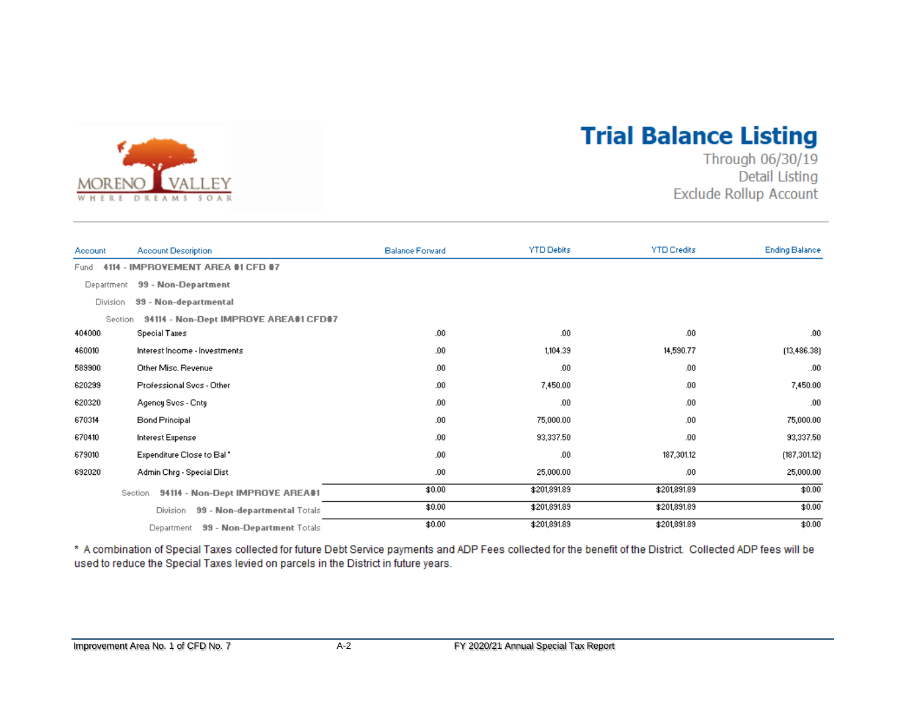MORENO VALLEY

WHERE DREAMS SOAR

# Trial Balance Listing

Through 06/30/19

Detail Listing

Exclude Rollup Account

| Account | Account Description | Balance Forward | YTD Debits | YTD Credits | Ending Balance |
|---|---|---|---|---|---|
| Fund **4114 - IMPROVEMENT AREA #1 CFD #7** | | | | | |
| Department **99 - Non-Department** | | | | | |
| Division **99 - Non-departmental** | | | | | |
| Section **94114 - Non-Dept IMPROVE AREA#1 CFD#7** | | | | | |
| 404000 | Special Taxes | .00 | .00 | .00 | .00 |
| 460010 | Interest Income - Investments | .00 | 1,104.39 | 14,590.77 | (13,486.38) |
| 589900 | Other Misc. Revenue | .00 | .00 | .00 | .00 |
| 620299 | Professional Svcs - Other | .00 | 7,450.00 | .00 | 7,450.00 |
| 620320 | Agency Svcs - Cnty | .00 | .00 | .00 | .00 |
| 670314 | Bond Principal | .00 | 75,000.00 | .00 | 75,000.00 |
| 670410 | Interest Expense | .00 | 93,337.50 | .00 | 93,337.50 |
| 679010 | Expenditure Close to Bal * | .00 | .00 | 187,301.12 | (187,301.12) |
| 692020 | Admin Chrg - Special Dist | .00 | 25,000.00 | .00 | 25,000.00 |
| | Section **94114 - Non-Dept IMPROVE AREA#1** | $0.00 | $201,891.89 | $201,891.89 | $0.00 |
| | Division **99 - Non-departmental** Totals | $0.00 | $201,891.89 | $201,891.89 | $0.00 |
| | Department **99 - Non-Department** Totals | $0.00 | $201,891.89 | $201,891.89 | $0.00 |

\* A combination of Special Taxes collected for future Debt Service payments and ADP Fees collected for the benefit of the District. Collected ADP fees will be used to reduce the Special Taxes levied on parcels in the District in future years.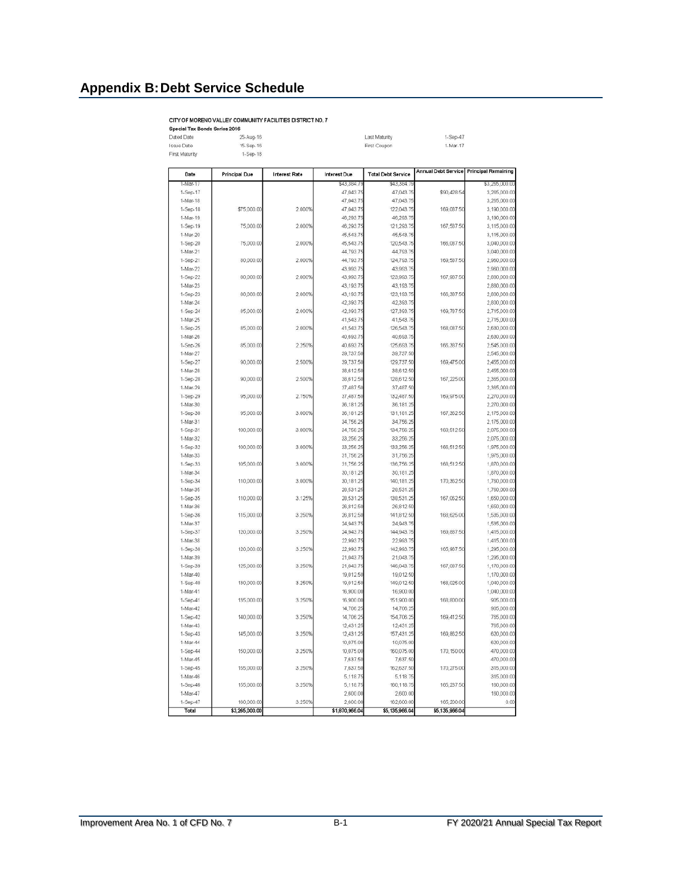# Appendix B: Debt Service Schedule

CITY OF MORENO VALLEY COMMUNITY FACILITIES DISTRICT NO. 7
**Special Tax Bonds Series 2016**

| | | | |
|---|---|---|---|
| Dated Date | 25-Aug-16 | Last Maturity | 1-Sep-47 |
| Issue Date | 15-Sep-16 | First Coupon | 1-Mar-17 |
| First Maturity | 1-Sep-18 | | |

| Date | Principal Due | Interest Rate | Interest Due | Total Debt Service | Annual Debt Service | Principal Remaining |
|---|---|---|---|---|---|---|
| 1-Mar-17 | | | $43,384.79 | $43,384.79 | | $3,265,000.00 |
| 1-Sep-17 | | | 47,043.75 | 47,043.75 | $90,428.54 | 3,265,000.00 |
| 1-Mar-18 | | | 47,043.75 | 47,043.75 | | 3,265,000.00 |
| 1-Sep-18 | $75,000.00 | 2.000% | 47,043.75 | 122,043.75 | 169,087.50 | 3,190,000.00 |
| 1-Mar-19 | | | 46,293.75 | 46,293.75 | | 3,190,000.00 |
| 1-Sep-19 | 75,000.00 | 2.000% | 46,293.75 | 121,293.75 | 167,587.50 | 3,115,000.00 |
| 1-Mar-20 | | | 45,543.75 | 45,543.75 | | 3,115,000.00 |
| 1-Sep-20 | 75,000.00 | 2.000% | 45,543.75 | 120,543.75 | 166,087.50 | 3,040,000.00 |
| 1-Mar-21 | | | 44,793.75 | 44,793.75 | | 3,040,000.00 |
| 1-Sep-21 | 80,000.00 | 2.000% | 44,793.75 | 124,793.75 | 169,587.50 | 2,960,000.00 |
| 1-Mar-22 | | | 43,993.75 | 43,993.75 | | 2,960,000.00 |
| 1-Sep-22 | 80,000.00 | 2.000% | 43,993.75 | 123,993.75 | 167,987.50 | 2,880,000.00 |
| 1-Mar-23 | | | 43,193.75 | 43,193.75 | | 2,880,000.00 |
| 1-Sep-23 | 80,000.00 | 2.000% | 43,193.75 | 123,193.75 | 166,387.50 | 2,800,000.00 |
| 1-Mar-24 | | | 42,393.75 | 42,393.75 | | 2,800,000.00 |
| 1-Sep-24 | 85,000.00 | 2.000% | 42,393.75 | 127,393.75 | 169,787.50 | 2,715,000.00 |
| 1-Mar-25 | | | 41,543.75 | 41,543.75 | | 2,715,000.00 |
| 1-Sep-25 | 85,000.00 | 2.000% | 41,543.75 | 126,543.75 | 168,087.50 | 2,630,000.00 |
| 1-Mar-26 | | | 40,693.75 | 40,693.75 | | 2,630,000.00 |
| 1-Sep-26 | 85,000.00 | 2.250% | 40,693.75 | 125,693.75 | 166,387.50 | 2,545,000.00 |
| 1-Mar-27 | | | 39,737.50 | 39,737.50 | | 2,545,000.00 |
| 1-Sep-27 | 90,000.00 | 2.500% | 39,737.50 | 129,737.50 | 169,475.00 | 2,455,000.00 |
| 1-Mar-28 | | | 38,612.50 | 38,612.50 | | 2,455,000.00 |
| 1-Sep-28 | 90,000.00 | 2.500% | 38,612.50 | 128,612.50 | 167,225.00 | 2,365,000.00 |
| 1-Mar-29 | | | 37,487.50 | 37,487.50 | | 2,365,000.00 |
| 1-Sep-29 | 95,000.00 | 2.750% | 37,487.50 | 132,487.50 | 169,975.00 | 2,270,000.00 |
| 1-Mar-30 | | | 36,181.25 | 36,181.25 | | 2,270,000.00 |
| 1-Sep-30 | 95,000.00 | 3.000% | 36,181.25 | 131,181.25 | 167,362.50 | 2,175,000.00 |
| 1-Mar-31 | | | 34,756.25 | 34,756.25 | | 2,175,000.00 |
| 1-Sep-31 | 100,000.00 | 3.000% | 34,756.25 | 134,756.25 | 169,512.50 | 2,075,000.00 |
| 1-Mar-32 | | | 33,256.25 | 33,256.25 | | 2,075,000.00 |
| 1-Sep-32 | 100,000.00 | 3.000% | 33,256.25 | 133,256.25 | 166,512.50 | 1,975,000.00 |
| 1-Mar-33 | | | 31,756.25 | 31,756.25 | | 1,975,000.00 |
| 1-Sep-33 | 105,000.00 | 3.000% | 31,756.25 | 136,756.25 | 168,512.50 | 1,870,000.00 |
| 1-Mar-34 | | | 30,181.25 | 30,181.25 | | 1,870,000.00 |
| 1-Sep-34 | 110,000.00 | 3.000% | 30,181.25 | 140,181.25 | 170,362.50 | 1,760,000.00 |
| 1-Mar-35 | | | 28,531.25 | 28,531.25 | | 1,760,000.00 |
| 1-Sep-35 | 110,000.00 | 3.125% | 28,531.25 | 138,531.25 | 167,062.50 | 1,650,000.00 |
| 1-Mar-36 | | | 26,812.50 | 26,812.50 | | 1,650,000.00 |
| 1-Sep-36 | 115,000.00 | 3.250% | 26,812.50 | 141,812.50 | 168,625.00 | 1,535,000.00 |
| 1-Mar-37 | | | 24,943.75 | 24,943.75 | | 1,535,000.00 |
| 1-Sep-37 | 120,000.00 | 3.250% | 24,943.75 | 144,943.75 | 169,887.50 | 1,415,000.00 |
| 1-Mar-38 | | | 22,993.75 | 22,993.75 | | 1,415,000.00 |
| 1-Sep-38 | 120,000.00 | 3.250% | 22,993.75 | 142,993.75 | 165,987.50 | 1,295,000.00 |
| 1-Mar-39 | | | 21,043.75 | 21,043.75 | | 1,295,000.00 |
| 1-Sep-39 | 125,000.00 | 3.250% | 21,043.75 | 146,043.75 | 167,087.50 | 1,170,000.00 |
| 1-Mar-40 | | | 19,012.50 | 19,012.50 | | 1,170,000.00 |
| 1-Sep-40 | 130,000.00 | 3.250% | 19,012.50 | 149,012.50 | 168,025.00 | 1,040,000.00 |
| 1-Mar-41 | | | 16,900.00 | 16,900.00 | | 1,040,000.00 |
| 1-Sep-41 | 135,000.00 | 3.250% | 16,900.00 | 151,900.00 | 168,800.00 | 905,000.00 |
| 1-Mar-42 | | | 14,706.25 | 14,706.25 | | 905,000.00 |
| 1-Sep-42 | 140,000.00 | 3.250% | 14,706.25 | 154,706.25 | 169,412.50 | 765,000.00 |
| 1-Mar-43 | | | 12,431.25 | 12,431.25 | | 765,000.00 |
| 1-Sep-43 | 145,000.00 | 3.250% | 12,431.25 | 157,431.25 | 169,862.50 | 620,000.00 |
| 1-Mar-44 | | | 10,075.00 | 10,075.00 | | 620,000.00 |
| 1-Sep-44 | 150,000.00 | 3.250% | 10,075.00 | 160,075.00 | 170,150.00 | 470,000.00 |
| 1-Mar-45 | | | 7,637.50 | 7,637.50 | | 470,000.00 |
| 1-Sep-45 | 155,000.00 | 3.250% | 7,637.50 | 162,637.50 | 170,275.00 | 315,000.00 |
| 1-Mar-46 | | | 5,118.75 | 5,118.75 | | 315,000.00 |
| 1-Sep-46 | 155,000.00 | 3.250% | 5,118.75 | 160,118.75 | 165,237.50 | 160,000.00 |
| 1-Mar-47 | | | 2,600.00 | 2,600.00 | | 160,000.00 |
| 1-Sep-47 | 160,000.00 | 3.250% | 2,600.00 | 162,600.00 | 165,200.00 | 0.00 |
| Total | $3,265,000.00 | | $1,870,966.04 | $5,135,966.04 | $5,135,966.04 | |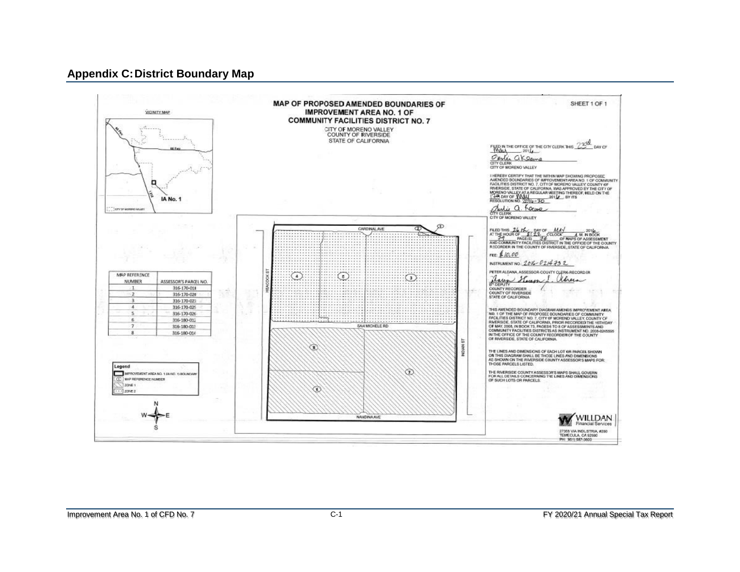## Appendix C: District Boundary Map

# MAP OF PROPOSED AMENDED BOUNDARIES OF IMPROVEMENT AREA NO. 1 OF COMMUNITY FACILITIES DISTRICT NO. 7

CITY OF MORENO VALLEY
COUNTY OF RIVERSIDE
STATE OF CALIFORNIA

SHEET 1 OF 1

VICINITY MAP

IA No. 1

FILED IN THE OFFICE OF THE CITY CLERK THIS 23rd DAY OF May 2016

CITY CLERK
CITY OF MORENO VALLEY

I HEREBY CERTIFY THAT THE WITHIN MAP SHOWING PROPOSED AMENDED BOUNDARIES OF IMPROVEMENT AREA NO. 1 OF COMMUNITY FACILITIES DISTRICT NO. 7, CITY OF MORENO VALLEY, COUNTY OF RIVERSIDE, STATE OF CALIFORNIA, WAS APPROVED BY THE CITY OF MORENO VALLEY AT A REGULAR MEETING THEREOF, HELD ON THE 17th DAY OF May 2016, BY ITS RESOLUTION NO. 2016-30

CITY CLERK
CITY OF MORENO VALLEY

FILED THIS 26th DAY OF MAY 2016 AT THE HOUR OF 8:22 O'CLOCK A.M. IN BOOK 79 PAGE(S) 32 OF MAPS OF ASSESSMENT AND COMMUNITY FACILITIES DISTRICT IN THE OFFICE OF THE COUNTY RECORDER IN THE COUNTY OF RIVERSIDE, STATE OF CALIFORNIA.

FEE: $10.00

INSTRUMENT NO. 2016-0214732

PETER ALDANA, ASSESSOR-COUNTY CLERK-RECORDER

BY DEPUTY
COUNTY RECORDER
COUNTY OF RIVERSIDE
STATE OF CALIFORNIA

THIS AMENDED BOUNDARY DIAGRAM AMENDS IMPROVEMENT AREA NO. 1 OF THE MAP OF PROPOSED BOUNDARIES OF COMMUNITY FACILITIES DISTRICT NO. 7, CITY OF MORENO VALLEY, COUNTY OF RIVERSIDE, STATE OF CALIFORNIA, PRIOR RECORDED THE 16TH DAY OF MAY, 2008, IN BOOK 73, PAGES 6 TO 8 OF ASSESSMENTS AND COMMUNITY FACILITIES DISTRICTS AS INSTRUMENT NO. 2008-0245595 IN THE OFFICE OF THE COUNTY RECORDER OF THE COUNTY OF RIVERSIDE, STATE OF CALIFORNIA.

THE LINES AND DIMENSIONS OF EACH LOT OR PARCEL SHOWN ON THIS DIAGRAM SHALL BE THOSE LINES AND DIMENSIONS AS SHOWN ON THE RIVERSIDE COUNTY ASSESSOR'S MAPS FOR THOSE PARCELS LISTED.

THE RIVERSIDE COUNTY ASSESSOR'S MAPS SHALL GOVERN FOR ALL DETAILS CONCERNING THE LINES AND DIMENSIONS OF SUCH LOTS OR PARCELS.

| MAP REFERENCE NUMBER | ASSESSOR'S PARCEL NO. |
|---|---|
| 1 | 316-170-018 |
| 2 | 316-170-020 |
| 3 | 316-170-023 |
| 4 | 316-170-025 |
| 5 | 316-170-026 |
| 6 | 316-180-012 |
| 7 | 316-180-013 |
| 8 | 316-180-014 |

Legend
- IMPROVEMENT AREA NO. 1 (IA NO. 1) BOUNDARY
- MAP REFERENCE NUMBER
- ZONE 1
- ZONE 2

CARDINAL AVE
HEACOCK ST
SAN MICHELE RD
INDIAN ST
NANDINA AVE

WILLDAN Financial Services
27368 VIA INDUSTRIA, #200
TEMECULA, CA 92590
PH: (951) 587-3500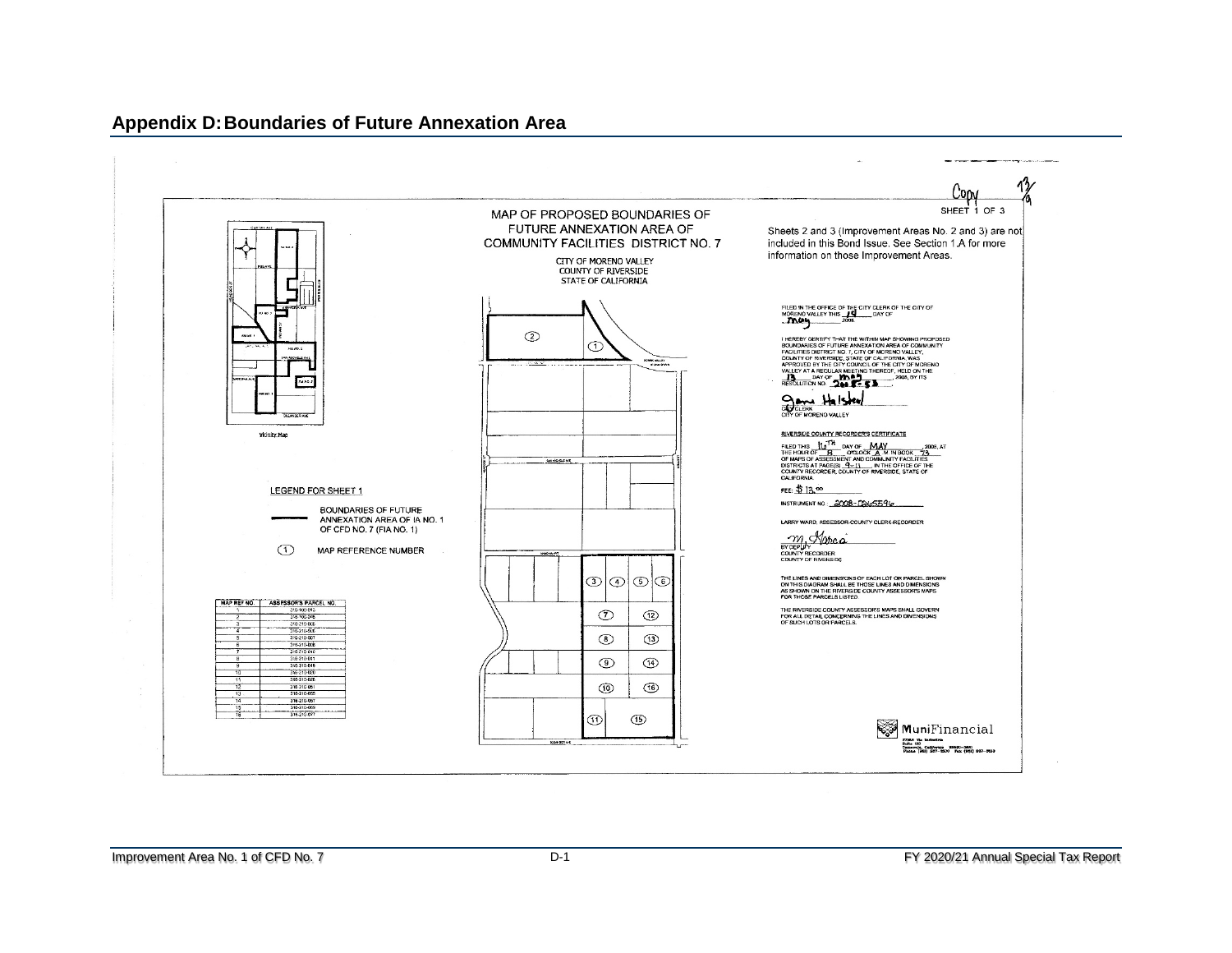## Appendix D: Boundaries of Future Annexation Area

Copy

SHEET 1 OF 3

MAP OF PROPOSED BOUNDARIES OF FUTURE ANNEXATION AREA OF COMMUNITY FACILITIES DISTRICT NO. 7

CITY OF MORENO VALLEY
COUNTY OF RIVERSIDE
STATE OF CALIFORNIA

Sheets 2 and 3 (Improvement Areas No. 2 and 3) are not included in this Bond Issue. See Section 1.A for more information on those Improvement Areas.

FILED IN THE OFFICE OF THE CITY CLERK OF THE CITY OF MORENO VALLEY THIS 19 DAY OF May, 2008.

I HEREBY CERTIFY THAT THE WITHIN MAP SHOWING PROPOSED BOUNDARIES OF FUTURE ANNEXATION AREA OF COMMUNITY FACILITIES DISTRICT NO. 7, CITY OF MORENO VALLEY, COUNTY OF RIVERSIDE, STATE OF CALIFORNIA WAS APPROVED BY THE CITY COUNCIL OF THE CITY OF MORENO VALLEY AT A REGULAR MEETING THEREOF, HELD ON THE 13 DAY OF May, 2008, BY ITS RESOLUTION NO. 2008-53.

Jane Halstead
CITY CLERK
CITY OF MORENO VALLEY

RIVERSIDE COUNTY RECORDER'S CERTIFICATE

FILED THIS 16TH DAY OF MAY, 2008, AT THE HOUR OF 8 O'CLOCK A.M. IN BOOK 73 OF MAPS OF ASSESSMENT AND COMMUNITY FACILITIES DISTRICTS AT PAGE(S) 9-11 IN THE OFFICE OF THE COUNTY RECORDER, COUNTY OF RIVERSIDE, STATE OF CALIFORNIA.

FEE: $13.00

INSTRUMENT NO.: 2008-0265596

LARRY WARD, ASSESSOR-COUNTY CLERK-RECORDER

M. Garcia
BY DEPUTY
COUNTY RECORDER
COUNTY OF RIVERSIDE

THE LINES AND DIMENSIONS OF EACH LOT OR PARCEL SHOWN ON THIS DIAGRAM SHALL BE THOSE LINES AND DIMENSIONS AS SHOWN ON THE RIVERSIDE COUNTY ASSESSOR'S MAPS FOR THOSE PARCELS LISTED.

THE RIVERSIDE COUNTY ASSESSOR'S MAPS SHALL GOVERN FOR ALL DETAIL CONCERNING THE LINES AND DIMENSIONS OF SUCH LOTS OR PARCELS.

Vicinity Map

LEGEND FOR SHEET 1

BOUNDARIES OF FUTURE ANNEXATION AREA OF IA NO. 1 OF CFD NO. 7 (FIA NO. 1)

(1) MAP REFERENCE NUMBER

| MAP REF NO. | ASSESSOR'S PARCEL NO. |
|---|---|
| 1 | 316-160-012 |
| 2 | 316-160-045 |
| 3 | 316-210-003 |
| 4 | 316-210-006 |
| 5 | 316-210-007 |
| 6 | 316-210-008 |
| 7 | 316-210-010 |
| 8 | 316-210-011 |
| 9 | 316-210-016 |
| 10 | 316-210-020 |
| 11 | 316-210-026 |
| 12 | 316-210-051 |
| 13 | 316-210-055 |
| 14 | 316-210-057 |
| 15 | 316-210-069 |
| 16 | 316-210-077 |

MuniFinancial